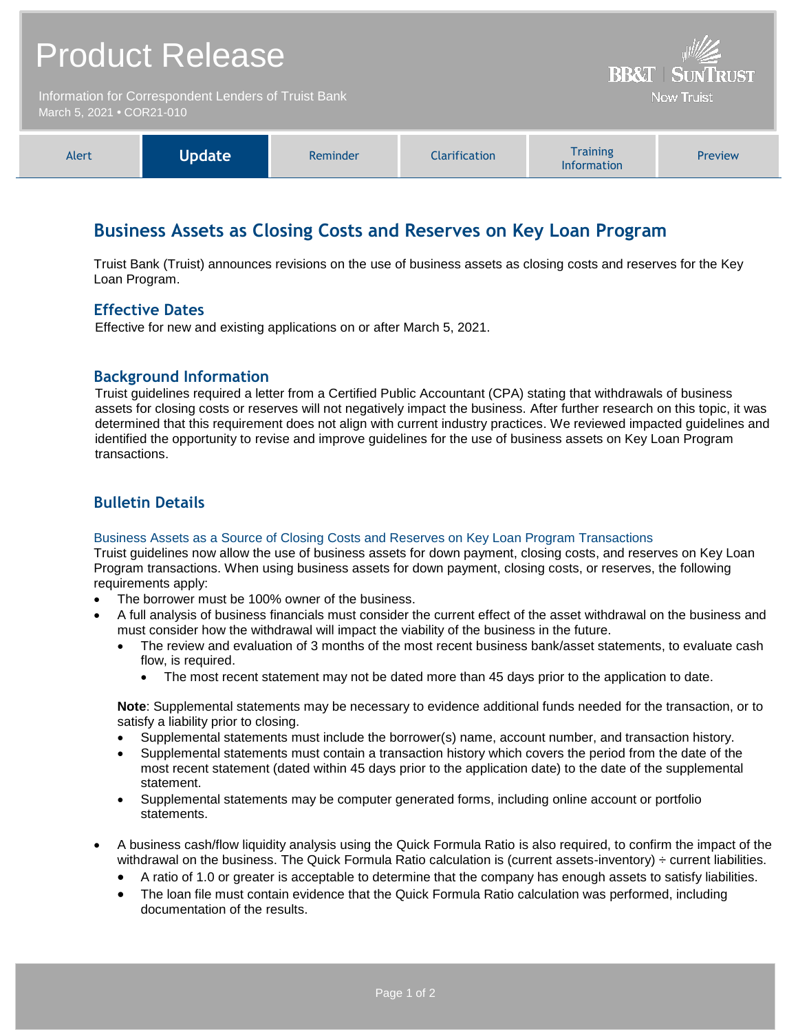# Product Release

Information for Correspondent Lenders of Truist Bank
March 5, 2021 • COR21-010

BB&T | SUNTRUST
Now Truist

| Alert | **Update** | Reminder | Clarification | Training Information | Preview |
|---|---|---|---|---|---|

## Business Assets as Closing Costs and Reserves on Key Loan Program

Truist Bank (Truist) announces revisions on the use of business assets as closing costs and reserves for the Key Loan Program.

### Effective Dates

Effective for new and existing applications on or after March 5, 2021.

### Background Information

Truist guidelines required a letter from a Certified Public Accountant (CPA) stating that withdrawals of business assets for closing costs or reserves will not negatively impact the business. After further research on this topic, it was determined that this requirement does not align with current industry practices. We reviewed impacted guidelines and identified the opportunity to revise and improve guidelines for the use of business assets on Key Loan Program transactions.

### Bulletin Details

#### Business Assets as a Source of Closing Costs and Reserves on Key Loan Program Transactions

Truist guidelines now allow the use of business assets for down payment, closing costs, and reserves on Key Loan Program transactions. When using business assets for down payment, closing costs, or reserves, the following requirements apply:

- The borrower must be 100% owner of the business.
- A full analysis of business financials must consider the current effect of the asset withdrawal on the business and must consider how the withdrawal will impact the viability of the business in the future.
  - The review and evaluation of 3 months of the most recent business bank/asset statements, to evaluate cash flow, is required.
    - The most recent statement may not be dated more than 45 days prior to the application to date.

  **Note**: Supplemental statements may be necessary to evidence additional funds needed for the transaction, or to satisfy a liability prior to closing.
  - Supplemental statements must include the borrower(s) name, account number, and transaction history.
  - Supplemental statements must contain a transaction history which covers the period from the date of the most recent statement (dated within 45 days prior to the application date) to the date of the supplemental statement.
  - Supplemental statements may be computer generated forms, including online account or portfolio statements.
- A business cash/flow liquidity analysis using the Quick Formula Ratio is also required, to confirm the impact of the withdrawal on the business. The Quick Formula Ratio calculation is (current assets-inventory) ÷ current liabilities.
  - A ratio of 1.0 or greater is acceptable to determine that the company has enough assets to satisfy liabilities.
  - The loan file must contain evidence that the Quick Formula Ratio calculation was performed, including documentation of the results.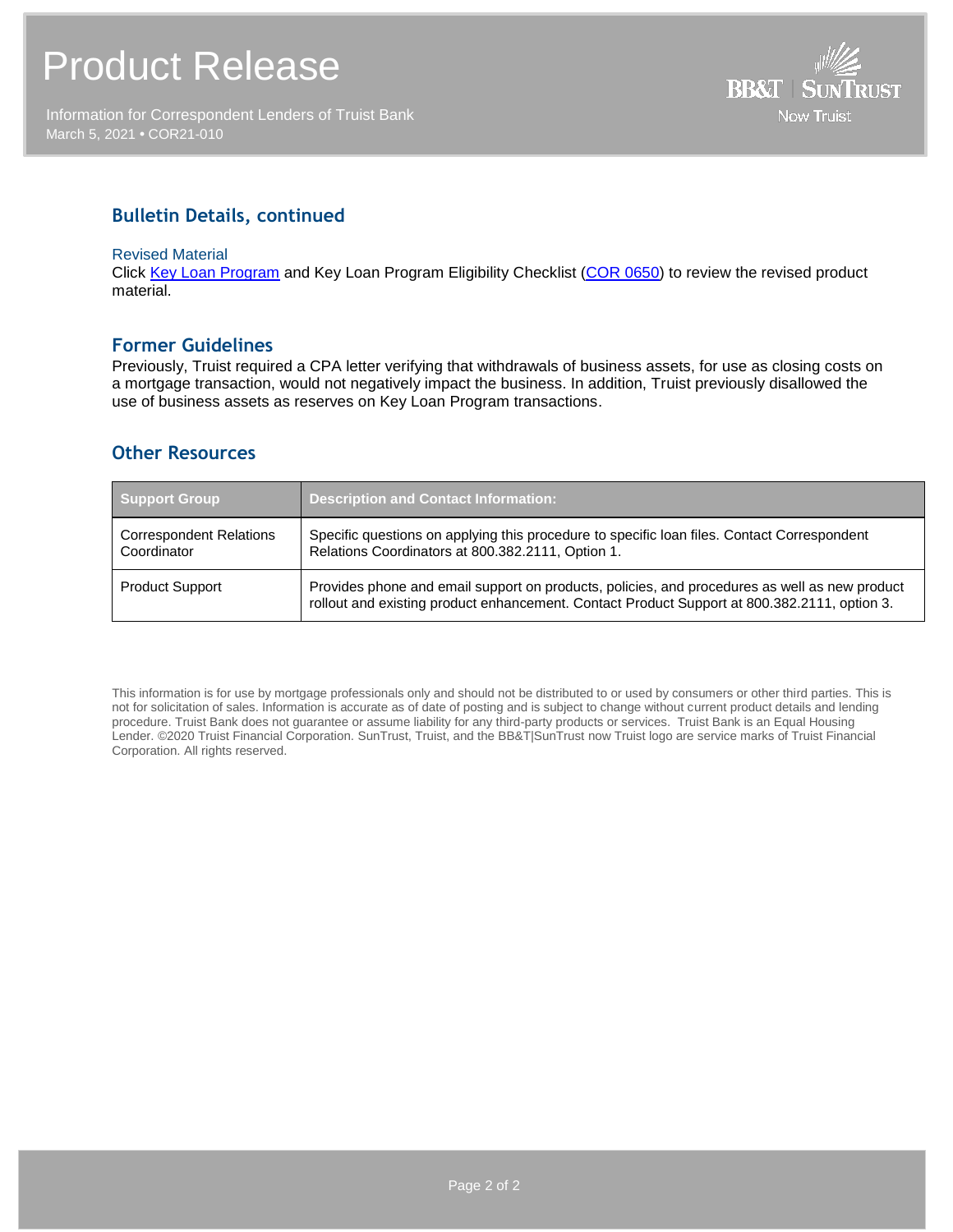## Bulletin Details, continued

### Revised Material

Click Key Loan Program and Key Loan Program Eligibility Checklist (COR 0650) to review the revised product material.

## Former Guidelines

Previously, Truist required a CPA letter verifying that withdrawals of business assets, for use as closing costs on a mortgage transaction, would not negatively impact the business. In addition, Truist previously disallowed the use of business assets as reserves on Key Loan Program transactions.

## Other Resources

| Support Group | Description and Contact Information: |
|---|---|
| Correspondent Relations Coordinator | Specific questions on applying this procedure to specific loan files. Contact Correspondent Relations Coordinators at 800.382.2111, Option 1. |
| Product Support | Provides phone and email support on products, policies, and procedures as well as new product rollout and existing product enhancement. Contact Product Support at 800.382.2111, option 3. |

This information is for use by mortgage professionals only and should not be distributed to or used by consumers or other third parties. This is not for solicitation of sales. Information is accurate as of date of posting and is subject to change without current product details and lending procedure. Truist Bank does not guarantee or assume liability for any third-party products or services. Truist Bank is an Equal Housing Lender. ©2020 Truist Financial Corporation. SunTrust, Truist, and the BB&T|SunTrust now Truist logo are service marks of Truist Financial Corporation. All rights reserved.